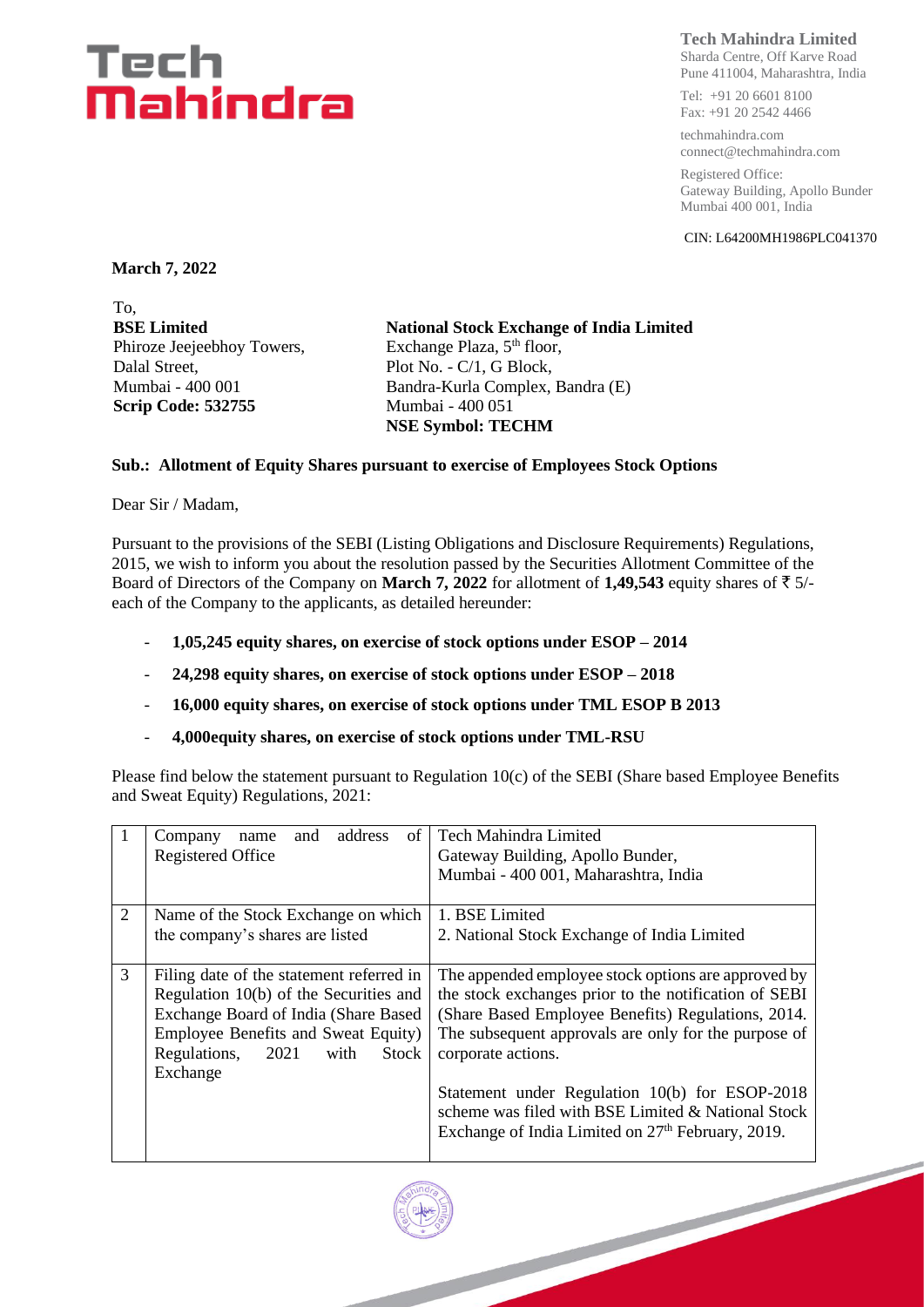**Tech Mahindra Limited**
Sharda Centre, Off Karve Road
Pune 411004, Maharashtra, India

Tel: +91 20 6601 8100
Fax: +91 20 2542 4466

techmahindra.com
connect@techmahindra.com

Registered Office:
Gateway Building, Apollo Bunder
Mumbai 400 001, India

CIN: L64200MH1986PLC041370

**March 7, 2022**

To,

| **BSE Limited** | **National Stock Exchange of India Limited** |
|---|---|
| Phiroze Jeejeebhoy Towers, | Exchange Plaza, 5th floor, |
| Dalal Street, | Plot No. - C/1, G Block, |
| Mumbai - 400 001 | Bandra-Kurla Complex, Bandra (E) |
| **Scrip Code: 532755** | Mumbai - 400 051 |
| | **NSE Symbol: TECHM** |

**Sub.: Allotment of Equity Shares pursuant to exercise of Employees Stock Options**

Dear Sir / Madam,

Pursuant to the provisions of the SEBI (Listing Obligations and Disclosure Requirements) Regulations, 2015, we wish to inform you about the resolution passed by the Securities Allotment Committee of the Board of Directors of the Company on **March 7, 2022** for allotment of **1,49,543** equity shares of ₹ 5/- each of the Company to the applicants, as detailed hereunder:

- **1,05,245 equity shares, on exercise of stock options under ESOP – 2014**
- **24,298 equity shares, on exercise of stock options under ESOP – 2018**
- **16,000 equity shares, on exercise of stock options under TML ESOP B 2013**
- **4,000equity shares, on exercise of stock options under TML-RSU**

Please find below the statement pursuant to Regulation 10(c) of the SEBI (Share based Employee Benefits and Sweat Equity) Regulations, 2021:

| | | |
|---|---|---|
| 1 | Company name and address of Registered Office | Tech Mahindra Limited<br>Gateway Building, Apollo Bunder,<br>Mumbai - 400 001, Maharashtra, India |
| 2 | Name of the Stock Exchange on which the company's shares are listed | 1. BSE Limited<br>2. National Stock Exchange of India Limited |
| 3 | Filing date of the statement referred in Regulation 10(b) of the Securities and Exchange Board of India (Share Based Employee Benefits and Sweat Equity) Regulations, 2021 with Stock Exchange | The appended employee stock options are approved by the stock exchanges prior to the notification of SEBI (Share Based Employee Benefits) Regulations, 2014. The subsequent approvals are only for the purpose of corporate actions.<br><br>Statement under Regulation 10(b) for ESOP-2018 scheme was filed with BSE Limited & National Stock Exchange of India Limited on 27th February, 2019. |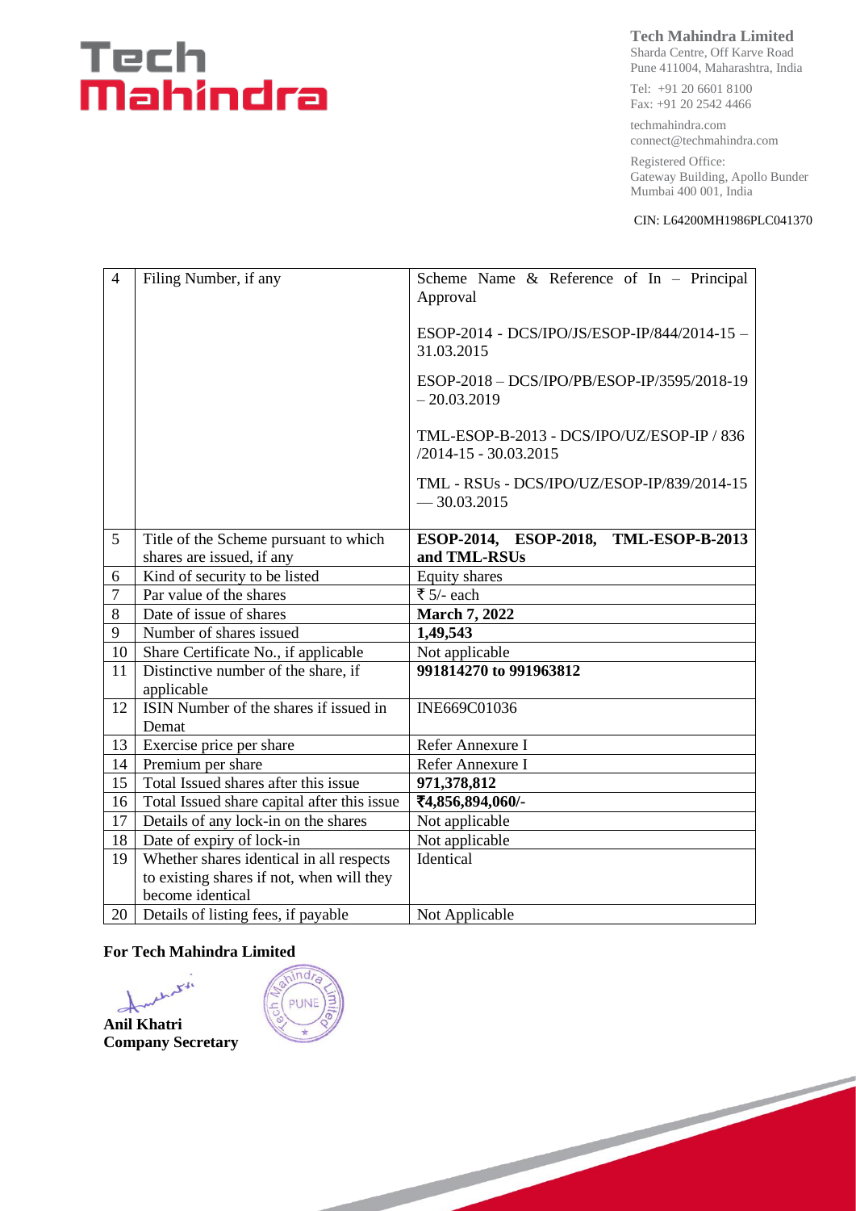| 4 | Filing Number, if any | Scheme Name & Reference of In – Principal Approval<br><br>ESOP-2014 - DCS/IPO/JS/ESOP-IP/844/2014-15 – 31.03.2015<br><br>ESOP-2018 – DCS/IPO/PB/ESOP-IP/3595/2018-19 – 20.03.2019<br><br>TML-ESOP-B-2013 - DCS/IPO/UZ/ESOP-IP / 836 /2014-15 - 30.03.2015<br><br>TML - RSUs - DCS/IPO/UZ/ESOP-IP/839/2014-15 — 30.03.2015 |
|---|---|---|
| 5 | Title of the Scheme pursuant to which shares are issued, if any | **ESOP-2014, ESOP-2018, TML-ESOP-B-2013 and TML-RSUs** |
| 6 | Kind of security to be listed | Equity shares |
| 7 | Par value of the shares | ₹ 5/- each |
| 8 | Date of issue of shares | **March 7, 2022** |
| 9 | Number of shares issued | **1,49,543** |
| 10 | Share Certificate No., if applicable | Not applicable |
| 11 | Distinctive number of the share, if applicable | **991814270 to 991963812** |
| 12 | ISIN Number of the shares if issued in Demat | INE669C01036 |
| 13 | Exercise price per share | Refer Annexure I |
| 14 | Premium per share | Refer Annexure I |
| 15 | Total Issued shares after this issue | **971,378,812** |
| 16 | Total Issued share capital after this issue | **₹4,856,894,060/-** |
| 17 | Details of any lock-in on the shares | Not applicable |
| 18 | Date of expiry of lock-in | Not applicable |
| 19 | Whether shares identical in all respects to existing shares if not, when will they become identical | Identical |
| 20 | Details of listing fees, if payable | Not Applicable |

**For Tech Mahindra Limited**

**Anil Khatri**
**Company Secretary**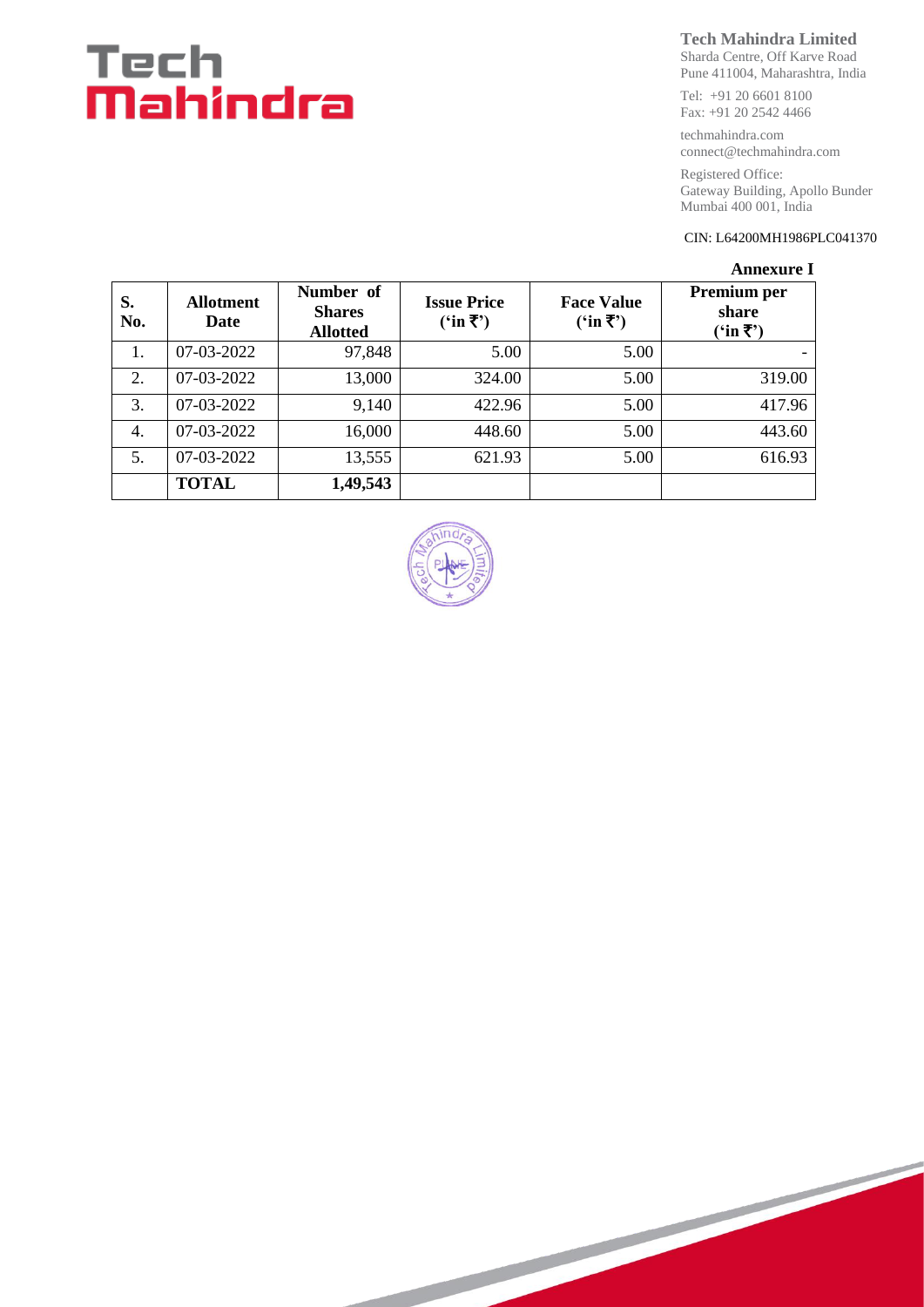**Tech Mahindra Limited**
Sharda Centre, Off Karve Road
Pune 411004, Maharashtra, India

Tel: +91 20 6601 8100
Fax: +91 20 2542 4466

techmahindra.com
connect@techmahindra.com

Registered Office:
Gateway Building, Apollo Bunder
Mumbai 400 001, India

CIN: L64200MH1986PLC041370

**Annexure I**

| S. No. | Allotment Date | Number of Shares Allotted | Issue Price ('in ₹') | Face Value ('in ₹') | Premium per share ('in ₹') |
|---|---|---|---|---|---|
| 1. | 07-03-2022 | 97,848 | 5.00 | 5.00 | - |
| 2. | 07-03-2022 | 13,000 | 324.00 | 5.00 | 319.00 |
| 3. | 07-03-2022 | 9,140 | 422.96 | 5.00 | 417.96 |
| 4. | 07-03-2022 | 16,000 | 448.60 | 5.00 | 443.60 |
| 5. | 07-03-2022 | 13,555 | 621.93 | 5.00 | 616.93 |
| | **TOTAL** | **1,49,543** | | | |